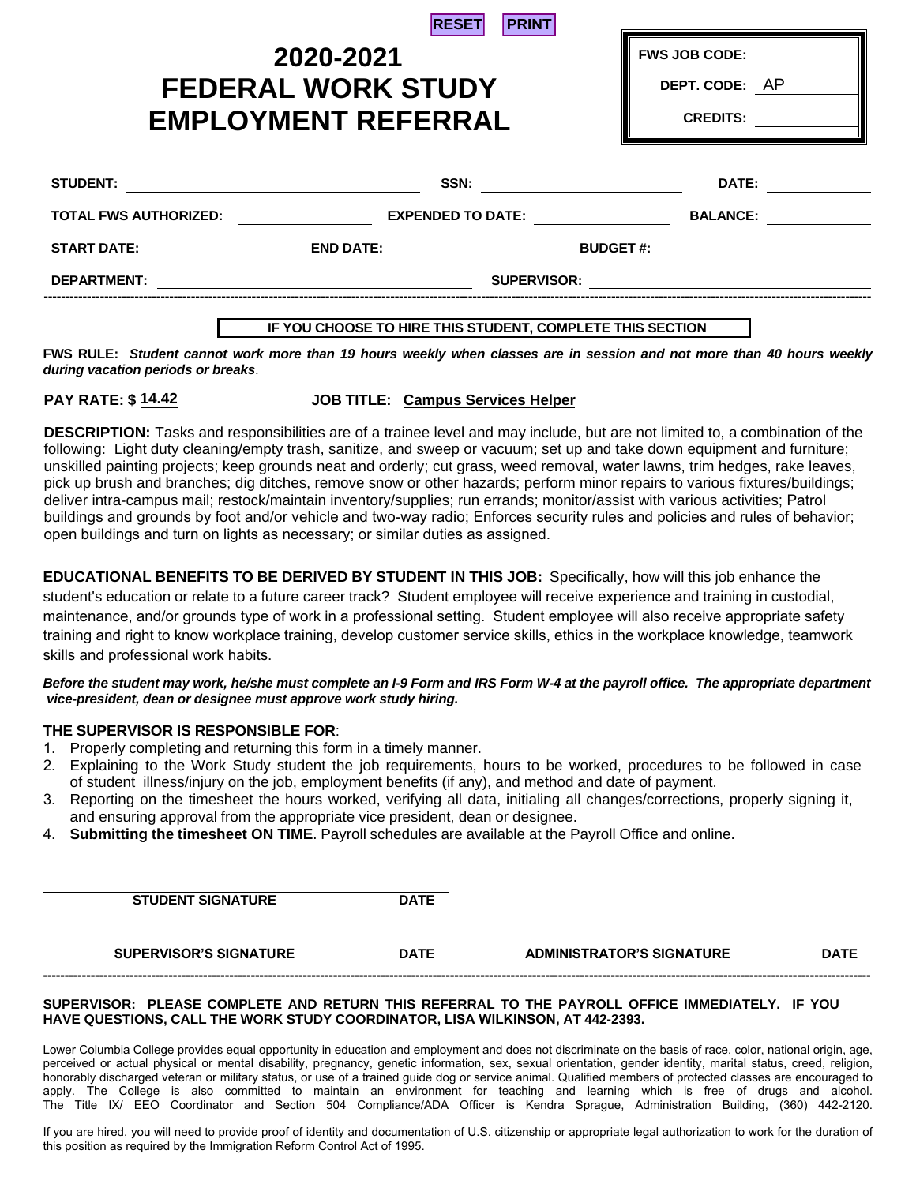RESET PRINT

# 2020-2021 FEDERAL WORK STUDY EMPLOYMENT REFERRAL

**FWS JOB CODE:** ____________

**DEPT. CODE:** AP

**CREDITS:** ____________

**STUDENT:** ______________________ **SSN:** ______________________ **DATE:** ____________

**TOTAL FWS AUTHORIZED:** ____________ **EXPENDED TO DATE:** ____________ **BALANCE:** ____________

**START DATE:** ____________ **END DATE:** ____________ **BUDGET #:** ____________

**DEPARTMENT:** ______________________ **SUPERVISOR:** ______________________

---

**IF YOU CHOOSE TO HIRE THIS STUDENT, COMPLETE THIS SECTION**

**FWS RULE:** ***Student cannot work more than 19 hours weekly when classes are in session and not more than 40 hours weekly during vacation periods or breaks***.

**PAY RATE: $ 14.42** **JOB TITLE: Campus Services Helper**

**DESCRIPTION:** Tasks and responsibilities are of a trainee level and may include, but are not limited to, a combination of the following: Light duty cleaning/empty trash, sanitize, and sweep or vacuum; set up and take down equipment and furniture; unskilled painting projects; keep grounds neat and orderly; cut grass, weed removal, water lawns, trim hedges, rake leaves, pick up brush and branches; dig ditches, remove snow or other hazards; perform minor repairs to various fixtures/buildings; deliver intra-campus mail; restock/maintain inventory/supplies; run errands; monitor/assist with various activities; Patrol buildings and grounds by foot and/or vehicle and two-way radio; Enforces security rules and policies and rules of behavior; open buildings and turn on lights as necessary; or similar duties as assigned.

**EDUCATIONAL BENEFITS TO BE DERIVED BY STUDENT IN THIS JOB:** Specifically, how will this job enhance the student's education or relate to a future career track? Student employee will receive experience and training in custodial, maintenance, and/or grounds type of work in a professional setting. Student employee will also receive appropriate safety training and right to know workplace training, develop customer service skills, ethics in the workplace knowledge, teamwork skills and professional work habits.

***Before the student may work, he/she must complete an I-9 Form and IRS Form W-4 at the payroll office. The appropriate department vice-president, dean or designee must approve work study hiring.***

**THE SUPERVISOR IS RESPONSIBLE FOR**:

1. Properly completing and returning this form in a timely manner.
2. Explaining to the Work Study student the job requirements, hours to be worked, procedures to be followed in case of student illness/injury on the job, employment benefits (if any), and method and date of payment.
3. Reporting on the timesheet the hours worked, verifying all data, initialing all changes/corrections, properly signing it, and ensuring approval from the appropriate vice president, dean or designee.
4. **Submitting the timesheet ON TIME**. Payroll schedules are available at the Payroll Office and online.

______________________ ________
**STUDENT SIGNATURE** **DATE**

______________________ ________ ______________________ ________
**SUPERVISOR'S SIGNATURE** **DATE** **ADMINISTRATOR'S SIGNATURE** **DATE**

---

**SUPERVISOR: PLEASE COMPLETE AND RETURN THIS REFERRAL TO THE PAYROLL OFFICE IMMEDIATELY. IF YOU HAVE QUESTIONS, CALL THE WORK STUDY COORDINATOR, LISA WILKINSON, AT 442-2393.**

Lower Columbia College provides equal opportunity in education and employment and does not discriminate on the basis of race, color, national origin, age, perceived or actual physical or mental disability, pregnancy, genetic information, sex, sexual orientation, gender identity, marital status, creed, religion, honorably discharged veteran or military status, or use of a trained guide dog or service animal. Qualified members of protected classes are encouraged to apply. The College is also committed to maintain an environment for teaching and learning which is free of drugs and alcohol. The Title IX/ EEO Coordinator and Section 504 Compliance/ADA Officer is Kendra Sprague, Administration Building, (360) 442-2120.

If you are hired, you will need to provide proof of identity and documentation of U.S. citizenship or appropriate legal authorization to work for the duration of this position as required by the Immigration Reform Control Act of 1995.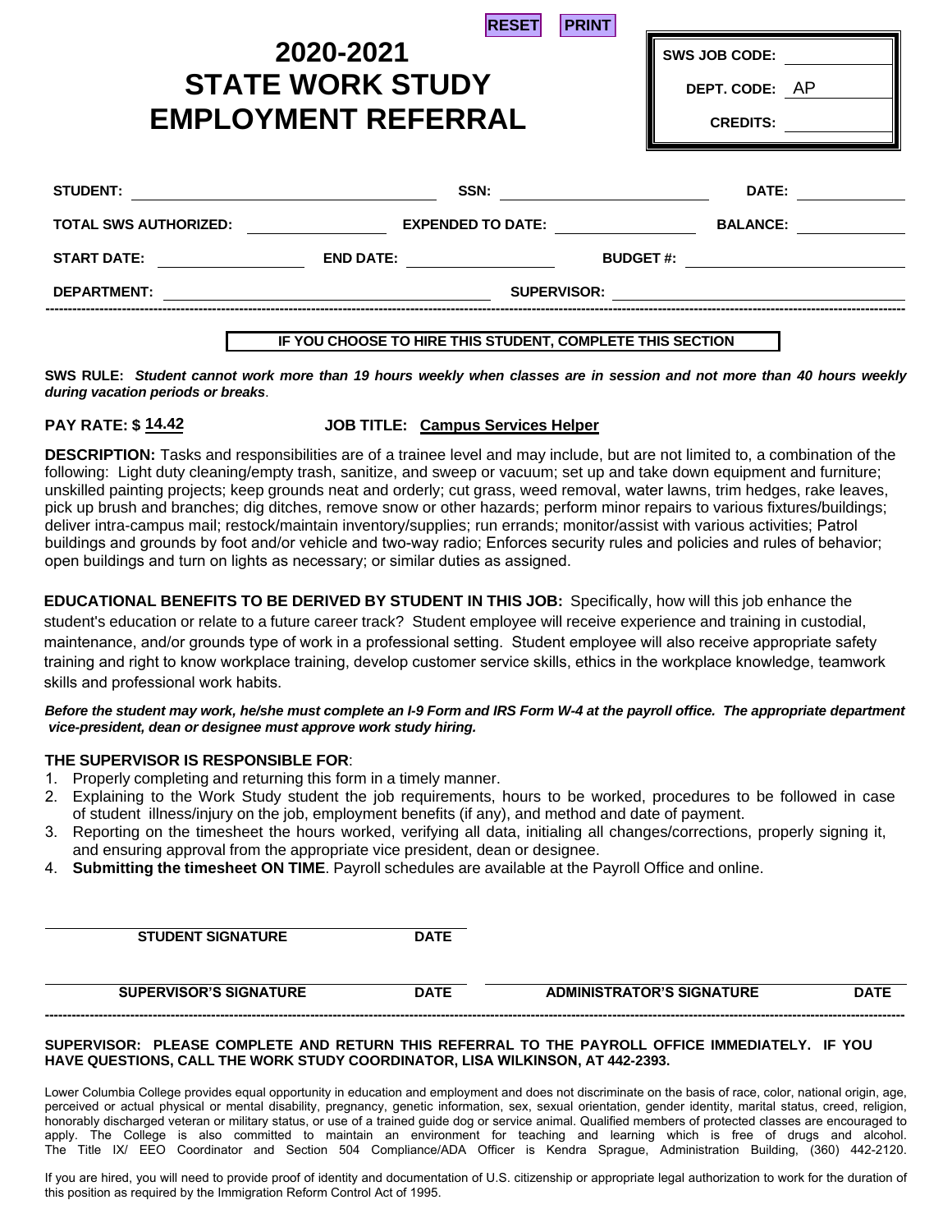RESET PRINT

# 2020-2021 STATE WORK STUDY EMPLOYMENT REFERRAL

**SWS JOB CODE:** ____________

**DEPT. CODE:** AP

**CREDITS:** ____________

**STUDENT:** ______________________ **SSN:** ______________ **DATE:** __________

**TOTAL SWS AUTHORIZED:** __________ **EXPENDED TO DATE:** __________ **BALANCE:** __________

**START DATE:** __________ **END DATE:** __________ **BUDGET #:** ______________

**DEPARTMENT:** ______________________ **SUPERVISOR:** ______________________

---

**IF YOU CHOOSE TO HIRE THIS STUDENT, COMPLETE THIS SECTION**

**SWS RULE:** ***Student cannot work more than 19 hours weekly when classes are in session and not more than 40 hours weekly during vacation periods or breaks***.

**PAY RATE: $ 14.42** **JOB TITLE: Campus Services Helper**

**DESCRIPTION:** Tasks and responsibilities are of a trainee level and may include, but are not limited to, a combination of the following: Light duty cleaning/empty trash, sanitize, and sweep or vacuum; set up and take down equipment and furniture; unskilled painting projects; keep grounds neat and orderly; cut grass, weed removal, water lawns, trim hedges, rake leaves, pick up brush and branches; dig ditches, remove snow or other hazards; perform minor repairs to various fixtures/buildings; deliver intra-campus mail; restock/maintain inventory/supplies; run errands; monitor/assist with various activities; Patrol buildings and grounds by foot and/or vehicle and two-way radio; Enforces security rules and policies and rules of behavior; open buildings and turn on lights as necessary; or similar duties as assigned.

**EDUCATIONAL BENEFITS TO BE DERIVED BY STUDENT IN THIS JOB:** Specifically, how will this job enhance the student's education or relate to a future career track? Student employee will receive experience and training in custodial, maintenance, and/or grounds type of work in a professional setting. Student employee will also receive appropriate safety training and right to know workplace training, develop customer service skills, ethics in the workplace knowledge, teamwork skills and professional work habits.

***Before the student may work, he/she must complete an I-9 Form and IRS Form W-4 at the payroll office. The appropriate department vice-president, dean or designee must approve work study hiring.***

**THE SUPERVISOR IS RESPONSIBLE FOR**:

1. Properly completing and returning this form in a timely manner.
2. Explaining to the Work Study student the job requirements, hours to be worked, procedures to be followed in case of student illness/injury on the job, employment benefits (if any), and method and date of payment.
3. Reporting on the timesheet the hours worked, verifying all data, initialing all changes/corrections, properly signing it, and ensuring approval from the appropriate vice president, dean or designee.
4. **Submitting the timesheet ON TIME**. Payroll schedules are available at the Payroll Office and online.

______________________________ __________
**STUDENT SIGNATURE** **DATE**

______________________________ __________ ______________________________ __________
**SUPERVISOR'S SIGNATURE** **DATE** **ADMINISTRATOR'S SIGNATURE** **DATE**

---

**SUPERVISOR: PLEASE COMPLETE AND RETURN THIS REFERRAL TO THE PAYROLL OFFICE IMMEDIATELY. IF YOU HAVE QUESTIONS, CALL THE WORK STUDY COORDINATOR, LISA WILKINSON, AT 442-2393.**

Lower Columbia College provides equal opportunity in education and employment and does not discriminate on the basis of race, color, national origin, age, perceived or actual physical or mental disability, pregnancy, genetic information, sex, sexual orientation, gender identity, marital status, creed, religion, honorably discharged veteran or military status, or use of a trained guide dog or service animal. Qualified members of protected classes are encouraged to apply. The College is also committed to maintain an environment for teaching and learning which is free of drugs and alcohol. The Title IX/ EEO Coordinator and Section 504 Compliance/ADA Officer is Kendra Sprague, Administration Building, (360) 442-2120.

If you are hired, you will need to provide proof of identity and documentation of U.S. citizenship or appropriate legal authorization to work for the duration of this position as required by the Immigration Reform Control Act of 1995.